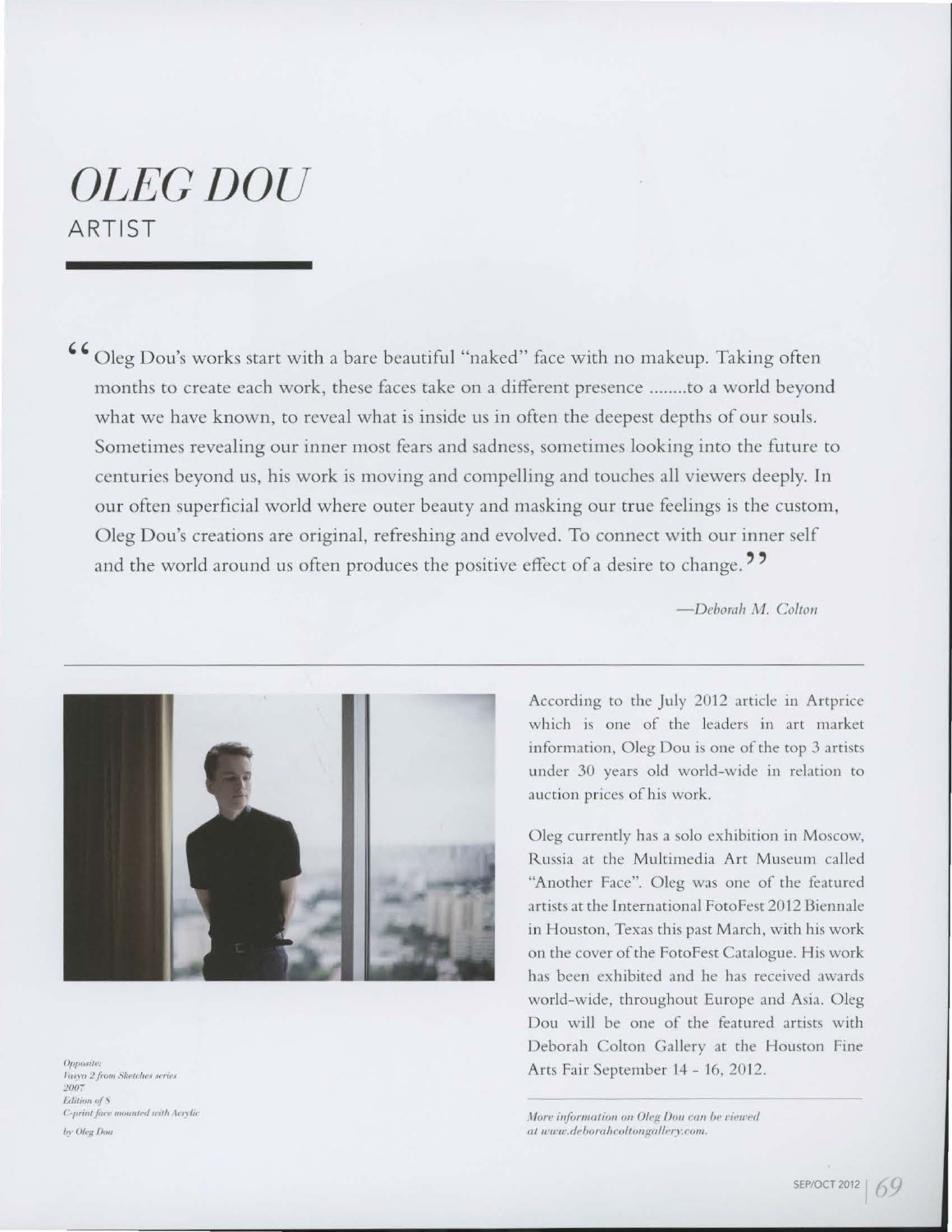# *OLEG DOU*

## ARTIST

"Oleg Dou's works start with a bare beautiful "naked" face with no makeup. Taking often months to create each work, these faces take on a different presence ........to a world beyond what we have known, to reveal what is inside us in often the deepest depths of our souls. Sometimes revealing our inner most fears and sadness, sometimes looking into the future to centuries beyond us, his work is moving and compelling and touches all viewers deeply. In our often superficial world where outer beauty and masking our true feelings is the custom, Oleg Dou's creations are original, refreshing and evolved. To connect with our inner self and the world around us often produces the positive effect of a desire to change."

*—Deborah M. Colton*

According to the July 2012 article in Artprice which is one of the leaders in art market information, Oleg Dou is one of the top 3 artists under 30 years old world-wide in relation to auction prices of his work.

Oleg currently has a solo exhibition in Moscow, Russia at the Multimedia Art Museum called "Another Face". Oleg was one of the featured artists at the International FotoFest 2012 Biennale in Houston, Texas this past March, with his work on the cover of the FotoFest Catalogue. His work has been exhibited and he has received awards world-wide, throughout Europe and Asia. Oleg Dou will be one of the featured artists with Deborah Colton Gallery at the Houston Fine Arts Fair September 14 - 16, 2012.

*Opposite:*
*Vasya 2 from Sketches series*
*2007*
*Edition of 8*
*C-print face mounted with Acrylic*
*by Oleg Dou*

*More information on Oleg Dou can be viewed at www.deborahcoltongallery.com.*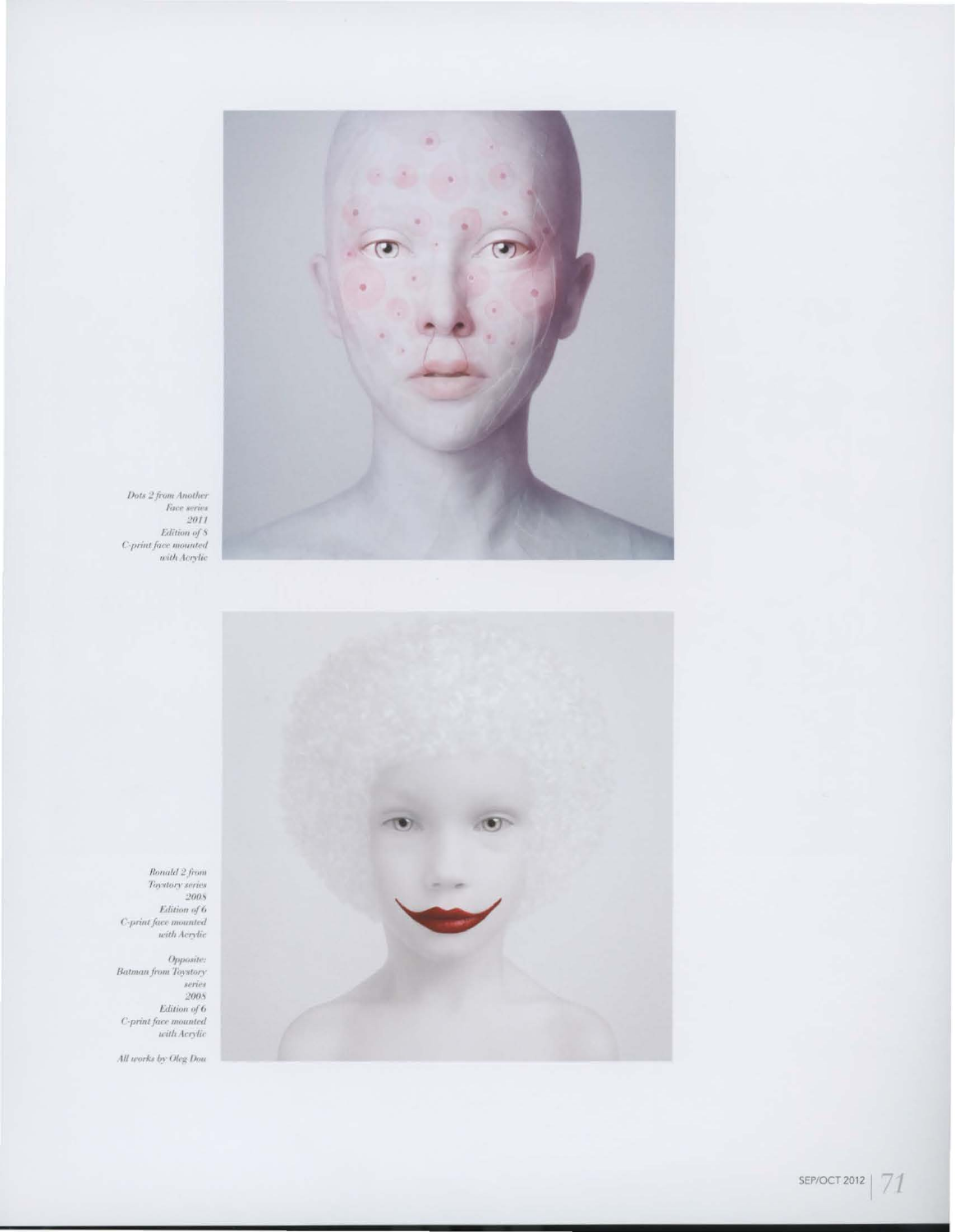*Dots 2 from Another Face series*
*2011*
*Edition of 8*
*C-print face mounted with Acrylic*

*Ronald 2 from Toystory series*
*2008*
*Edition of 6*
*C-print face mounted with Acrylic*

*Opposite:*
*Batman from Toystory series*
*2008*
*Edition of 6*
*C-print face mounted with Acrylic*

*All works by Oleg Dou*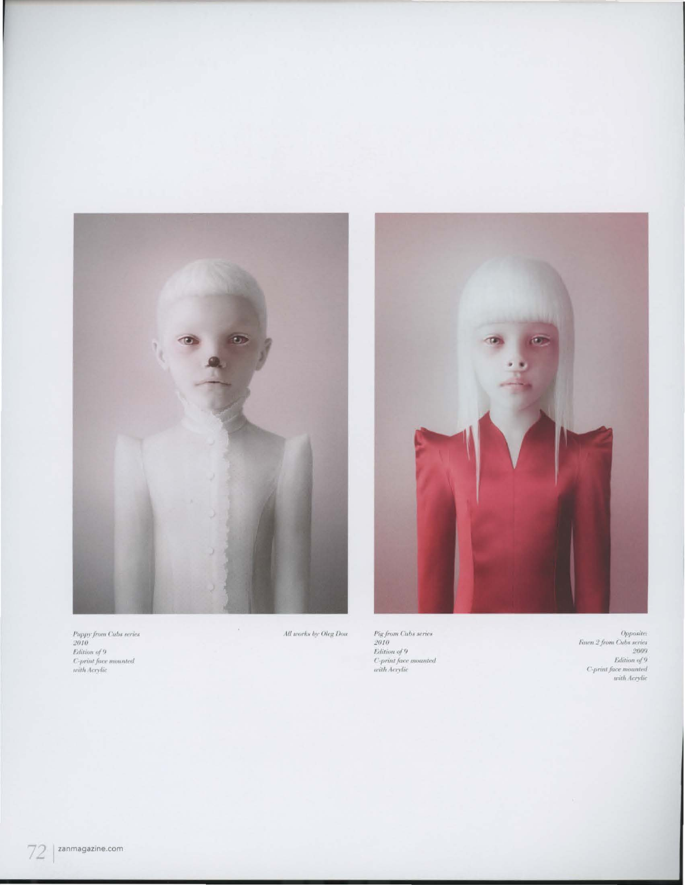*Puppy from Cubs series*
*2010*
*Edition of 9*
*C-print face mounted with Acrylic*

*All works by Oleg Dou*

*Pig from Cubs series*
*2010*
*Edition of 9*
*C-print face mounted with Acrylic*

*Opposite:*
*Fawn 2 from Cubs series*
*2009*
*Edition of 9*
*C-print face mounted with Acrylic*